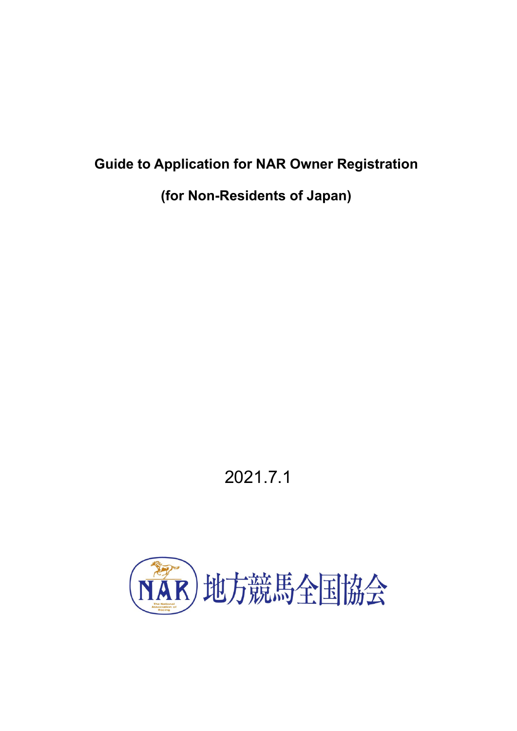# Guide to Application for NAR Owner Registration

## (for Non-Residents of Japan)

2021.7.1

NAR 地方競馬全国協会

The National Association of Racing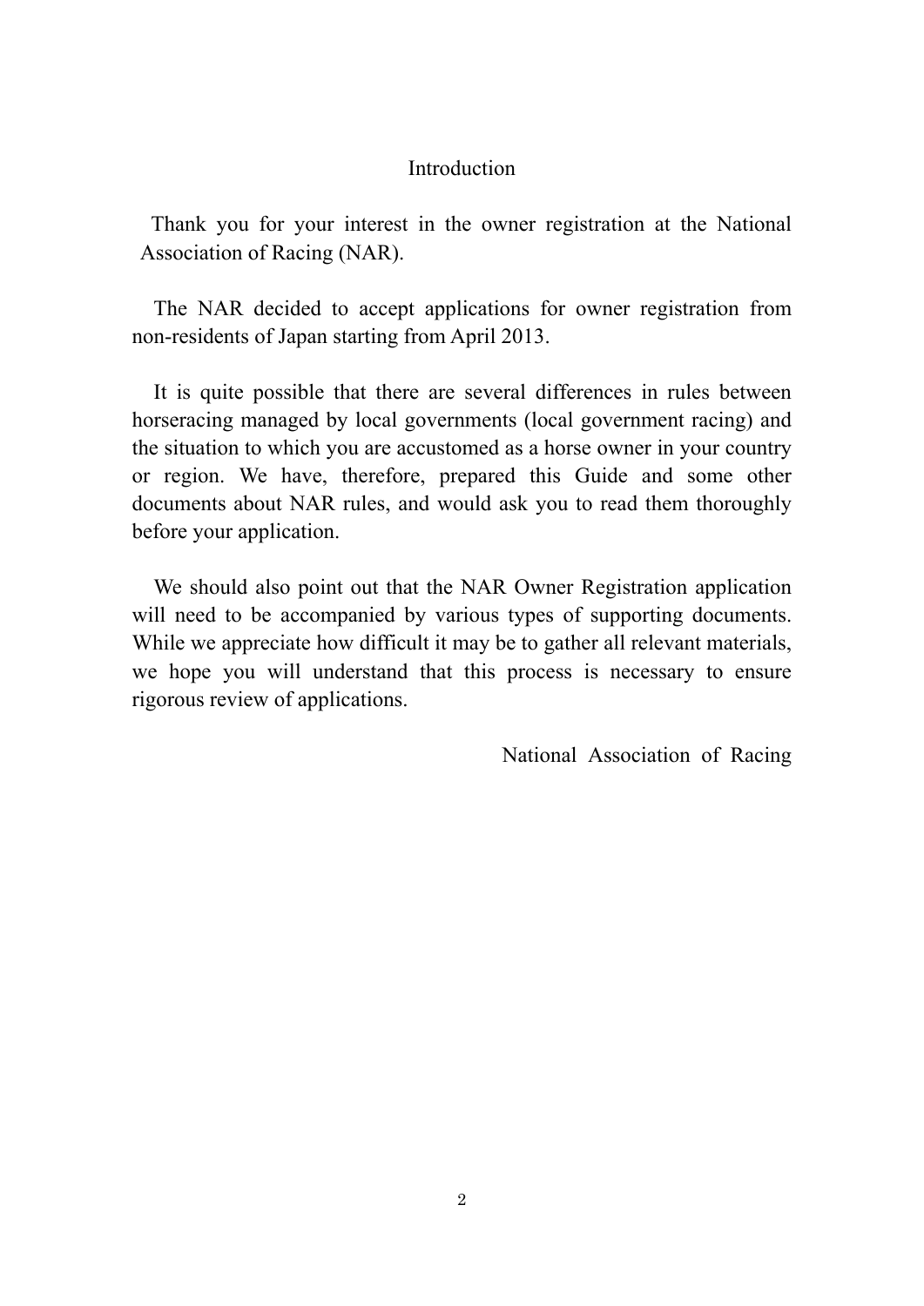# Introduction

Thank you for your interest in the owner registration at the National Association of Racing (NAR).

The NAR decided to accept applications for owner registration from non-residents of Japan starting from April 2013.

It is quite possible that there are several differences in rules between horseracing managed by local governments (local government racing) and the situation to which you are accustomed as a horse owner in your country or region. We have, therefore, prepared this Guide and some other documents about NAR rules, and would ask you to read them thoroughly before your application.

We should also point out that the NAR Owner Registration application will need to be accompanied by various types of supporting documents. While we appreciate how difficult it may be to gather all relevant materials, we hope you will understand that this process is necessary to ensure rigorous review of applications.

National Association of Racing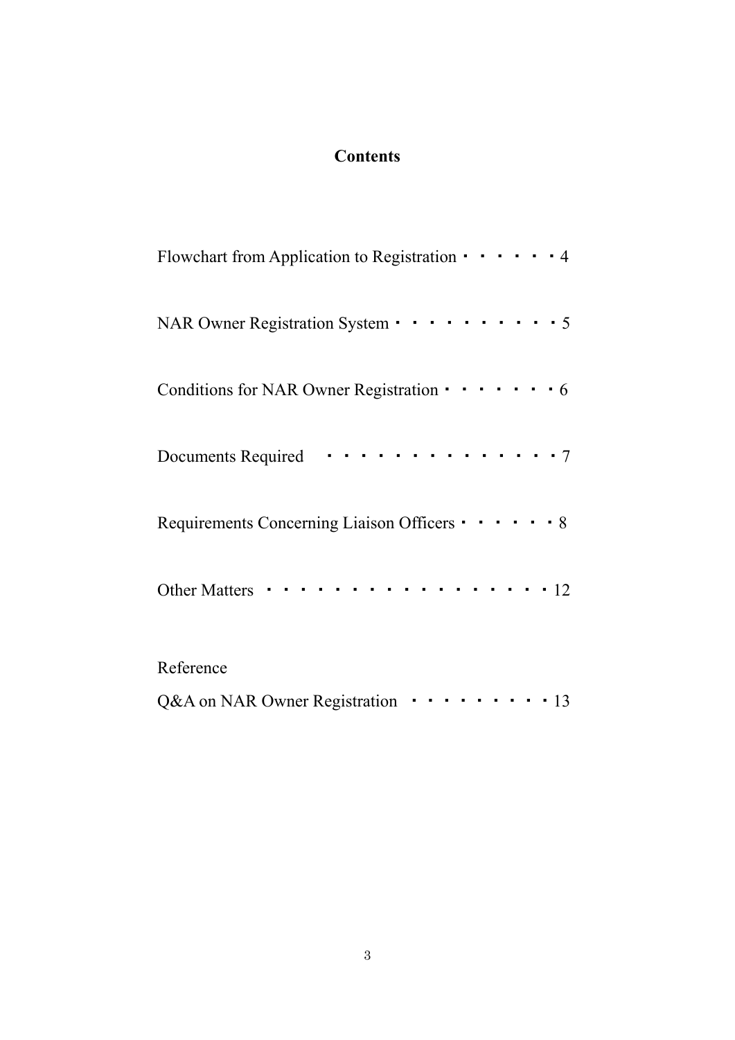# Contents

Flowchart from Application to Registration・・・・・・4

NAR Owner Registration System・・・・・・・・・・5

Conditions for NAR Owner Registration・・・・・・・6

Documents Required　・・・・・・・・・・・・・・・7

Requirements Concerning Liaison Officers・・・・・・8

Other Matters ・・・・・・・・・・・・・・・・・12

Reference

Q&A on NAR Owner Registration ・・・・・・・・・13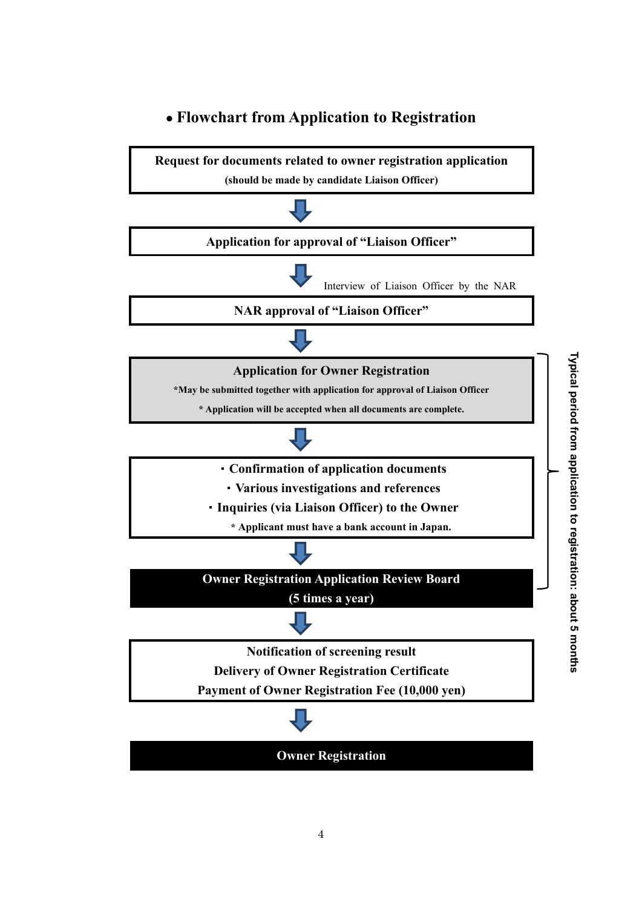## • Flowchart from Application to Registration

**Request for documents related to owner registration application**
**(should be made by candidate Liaison Officer)**

↓

**Application for approval of "Liaison Officer"**

↓ Interview of Liaison Officer by the NAR

**NAR approval of "Liaison Officer"**

↓

**Application for Owner Registration**
***May be submitted together with application for approval of Liaison Officer**
*** Application will be accepted when all documents are complete.**

↓

- **Confirmation of application documents**
- **Various investigations and references**
- **Inquiries (via Liaison Officer) to the Owner**

*** Applicant must have a bank account in Japan.**

↓

**Owner Registration Application Review Board**
**(5 times a year)**

(Typical period from application to registration: about 5 months)

↓

**Notification of screening result**
**Delivery of Owner Registration Certificate**
**Payment of Owner Registration Fee (10,000 yen)**

↓

**Owner Registration**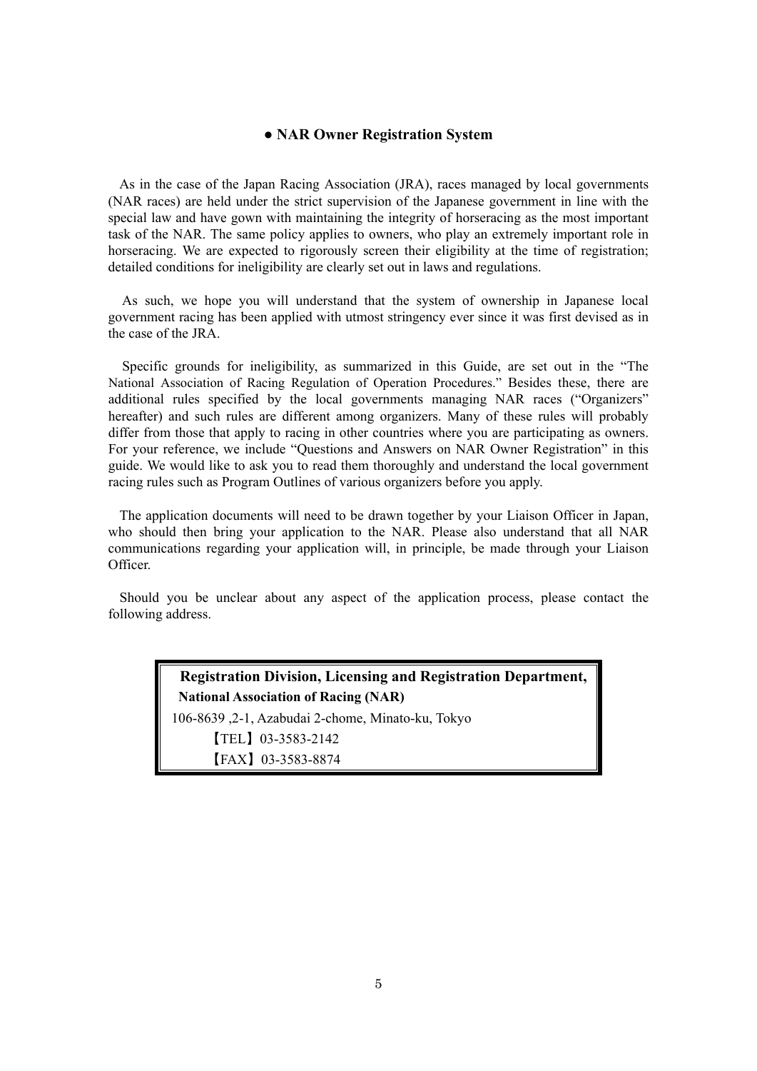## ● NAR Owner Registration System

As in the case of the Japan Racing Association (JRA), races managed by local governments (NAR races) are held under the strict supervision of the Japanese government in line with the special law and have gown with maintaining the integrity of horseracing as the most important task of the NAR. The same policy applies to owners, who play an extremely important role in horseracing. We are expected to rigorously screen their eligibility at the time of registration; detailed conditions for ineligibility are clearly set out in laws and regulations.

As such, we hope you will understand that the system of ownership in Japanese local government racing has been applied with utmost stringency ever since it was first devised as in the case of the JRA.

Specific grounds for ineligibility, as summarized in this Guide, are set out in the "The National Association of Racing Regulation of Operation Procedures." Besides these, there are additional rules specified by the local governments managing NAR races ("Organizers" hereafter) and such rules are different among organizers. Many of these rules will probably differ from those that apply to racing in other countries where you are participating as owners. For your reference, we include "Questions and Answers on NAR Owner Registration" in this guide. We would like to ask you to read them thoroughly and understand the local government racing rules such as Program Outlines of various organizers before you apply.

The application documents will need to be drawn together by your Liaison Officer in Japan, who should then bring your application to the NAR. Please also understand that all NAR communications regarding your application will, in principle, be made through your Liaison Officer.

Should you be unclear about any aspect of the application process, please contact the following address.

**Registration Division, Licensing and Registration Department,**
**National Association of Racing (NAR)**
106-8639 ,2-1, Azabudai 2-chome, Minato-ku, Tokyo
【TEL】03-3583-2142
【FAX】03-3583-8874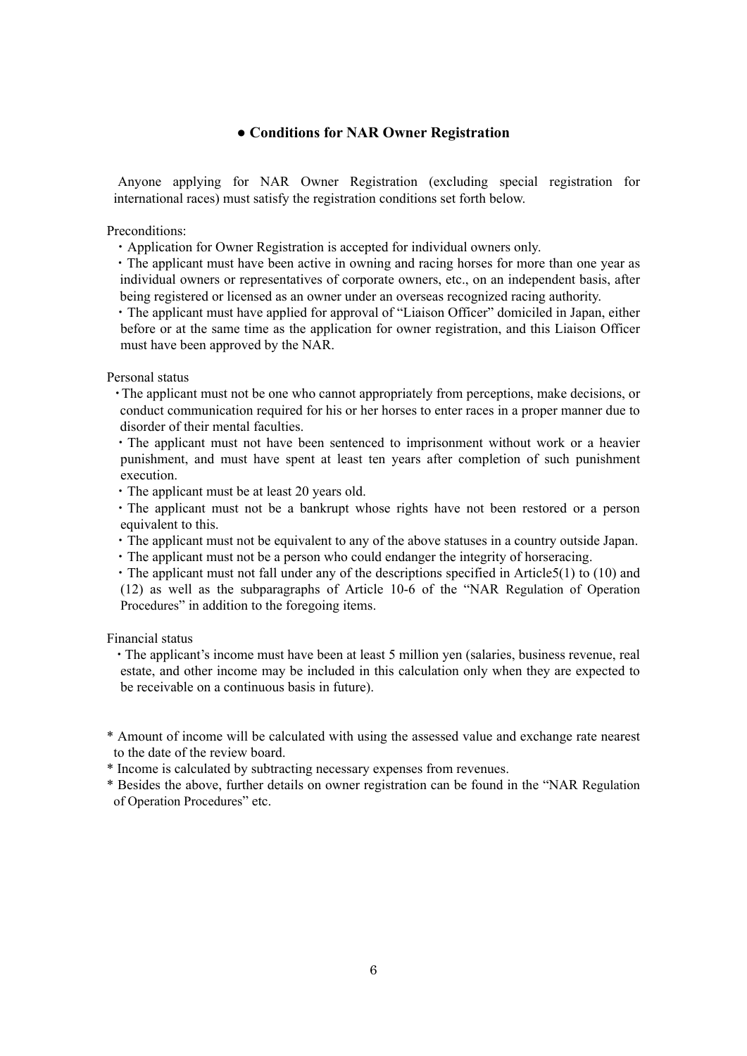## ● Conditions for NAR Owner Registration

Anyone applying for NAR Owner Registration (excluding special registration for international races) must satisfy the registration conditions set forth below.

Preconditions:

- Application for Owner Registration is accepted for individual owners only.
- The applicant must have been active in owning and racing horses for more than one year as individual owners or representatives of corporate owners, etc., on an independent basis, after being registered or licensed as an owner under an overseas recognized racing authority.
- The applicant must have applied for approval of "Liaison Officer" domiciled in Japan, either before or at the same time as the application for owner registration, and this Liaison Officer must have been approved by the NAR.

Personal status

- The applicant must not be one who cannot appropriately from perceptions, make decisions, or conduct communication required for his or her horses to enter races in a proper manner due to disorder of their mental faculties.
- The applicant must not have been sentenced to imprisonment without work or a heavier punishment, and must have spent at least ten years after completion of such punishment execution.
- The applicant must be at least 20 years old.
- The applicant must not be a bankrupt whose rights have not been restored or a person equivalent to this.
- The applicant must not be equivalent to any of the above statuses in a country outside Japan.
- The applicant must not be a person who could endanger the integrity of horseracing.
- The applicant must not fall under any of the descriptions specified in Article5(1) to (10) and (12) as well as the subparagraphs of Article 10-6 of the "NAR Regulation of Operation Procedures" in addition to the foregoing items.

Financial status

- The applicant's income must have been at least 5 million yen (salaries, business revenue, real estate, and other income may be included in this calculation only when they are expected to be receivable on a continuous basis in future).

\* Amount of income will be calculated with using the assessed value and exchange rate nearest to the date of the review board.

\* Income is calculated by subtracting necessary expenses from revenues.

\* Besides the above, further details on owner registration can be found in the "NAR Regulation of Operation Procedures" etc.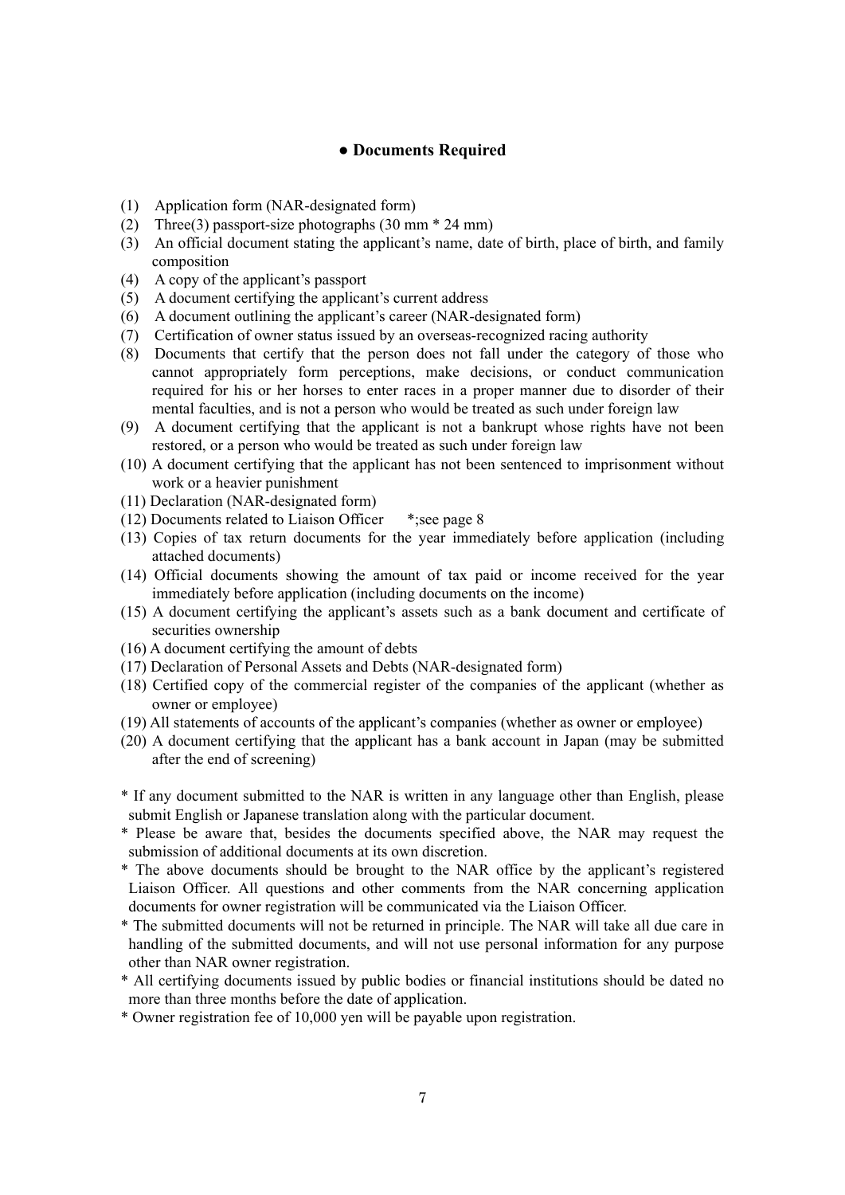## ● Documents Required

(1) Application form (NAR-designated form)
(2) Three(3) passport-size photographs (30 mm * 24 mm)
(3) An official document stating the applicant's name, date of birth, place of birth, and family composition
(4) A copy of the applicant's passport
(5) A document certifying the applicant's current address
(6) A document outlining the applicant's career (NAR-designated form)
(7) Certification of owner status issued by an overseas-recognized racing authority
(8) Documents that certify that the person does not fall under the category of those who cannot appropriately form perceptions, make decisions, or conduct communication required for his or her horses to enter races in a proper manner due to disorder of their mental faculties, and is not a person who would be treated as such under foreign law
(9) A document certifying that the applicant is not a bankrupt whose rights have not been restored, or a person who would be treated as such under foreign law
(10) A document certifying that the applicant has not been sentenced to imprisonment without work or a heavier punishment
(11) Declaration (NAR-designated form)
(12) Documents related to Liaison Officer *;see page 8
(13) Copies of tax return documents for the year immediately before application (including attached documents)
(14) Official documents showing the amount of tax paid or income received for the year immediately before application (including documents on the income)
(15) A document certifying the applicant's assets such as a bank document and certificate of securities ownership
(16) A document certifying the amount of debts
(17) Declaration of Personal Assets and Debts (NAR-designated form)
(18) Certified copy of the commercial register of the companies of the applicant (whether as owner or employee)
(19) All statements of accounts of the applicant's companies (whether as owner or employee)
(20) A document certifying that the applicant has a bank account in Japan (may be submitted after the end of screening)

\* If any document submitted to the NAR is written in any language other than English, please submit English or Japanese translation along with the particular document.

\* Please be aware that, besides the documents specified above, the NAR may request the submission of additional documents at its own discretion.

\* The above documents should be brought to the NAR office by the applicant's registered Liaison Officer. All questions and other comments from the NAR concerning application documents for owner registration will be communicated via the Liaison Officer.

\* The submitted documents will not be returned in principle. The NAR will take all due care in handling of the submitted documents, and will not use personal information for any purpose other than NAR owner registration.

\* All certifying documents issued by public bodies or financial institutions should be dated no more than three months before the date of application.

\* Owner registration fee of 10,000 yen will be payable upon registration.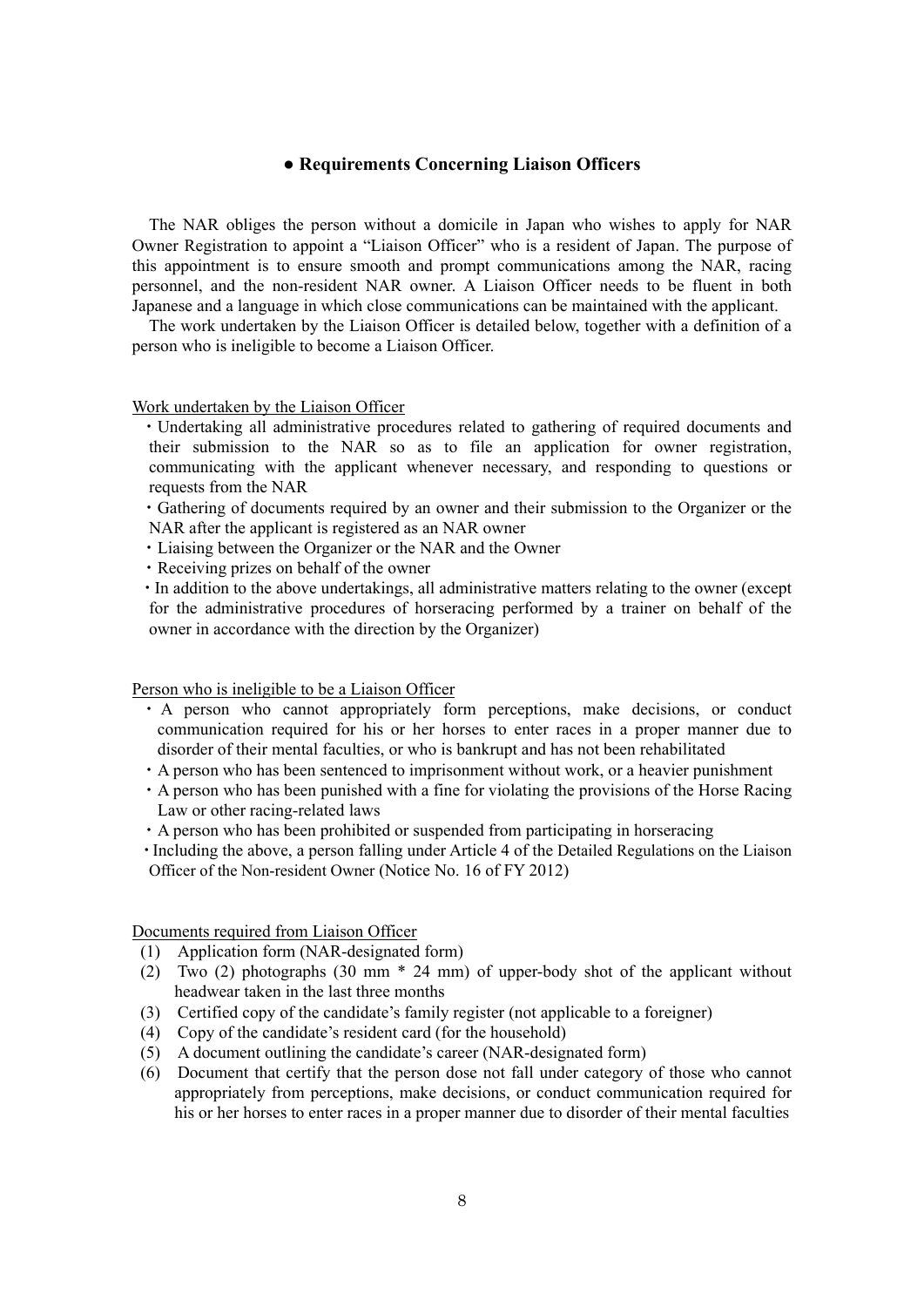## ● Requirements Concerning Liaison Officers

The NAR obliges the person without a domicile in Japan who wishes to apply for NAR Owner Registration to appoint a "Liaison Officer" who is a resident of Japan. The purpose of this appointment is to ensure smooth and prompt communications among the NAR, racing personnel, and the non-resident NAR owner. A Liaison Officer needs to be fluent in both Japanese and a language in which close communications can be maintained with the applicant.

The work undertaken by the Liaison Officer is detailed below, together with a definition of a person who is ineligible to become a Liaison Officer.

<u>Work undertaken by the Liaison Officer</u>

- Undertaking all administrative procedures related to gathering of required documents and their submission to the NAR so as to file an application for owner registration, communicating with the applicant whenever necessary, and responding to questions or requests from the NAR
- Gathering of documents required by an owner and their submission to the Organizer or the NAR after the applicant is registered as an NAR owner
- Liaising between the Organizer or the NAR and the Owner
- Receiving prizes on behalf of the owner
- In addition to the above undertakings, all administrative matters relating to the owner (except for the administrative procedures of horseracing performed by a trainer on behalf of the owner in accordance with the direction by the Organizer)

<u>Person who is ineligible to be a Liaison Officer</u>

- A person who cannot appropriately form perceptions, make decisions, or conduct communication required for his or her horses to enter races in a proper manner due to disorder of their mental faculties, or who is bankrupt and has not been rehabilitated
- A person who has been sentenced to imprisonment without work, or a heavier punishment
- A person who has been punished with a fine for violating the provisions of the Horse Racing Law or other racing-related laws
- A person who has been prohibited or suspended from participating in horseracing
- Including the above, a person falling under Article 4 of the Detailed Regulations on the Liaison Officer of the Non-resident Owner (Notice No. 16 of FY 2012)

<u>Documents required from Liaison Officer</u>

(1) Application form (NAR-designated form)
(2) Two (2) photographs (30 mm * 24 mm) of upper-body shot of the applicant without headwear taken in the last three months
(3) Certified copy of the candidate's family register (not applicable to a foreigner)
(4) Copy of the candidate's resident card (for the household)
(5) A document outlining the candidate's career (NAR-designated form)
(6) Document that certify that the person dose not fall under category of those who cannot appropriately from perceptions, make decisions, or conduct communication required for his or her horses to enter races in a proper manner due to disorder of their mental faculties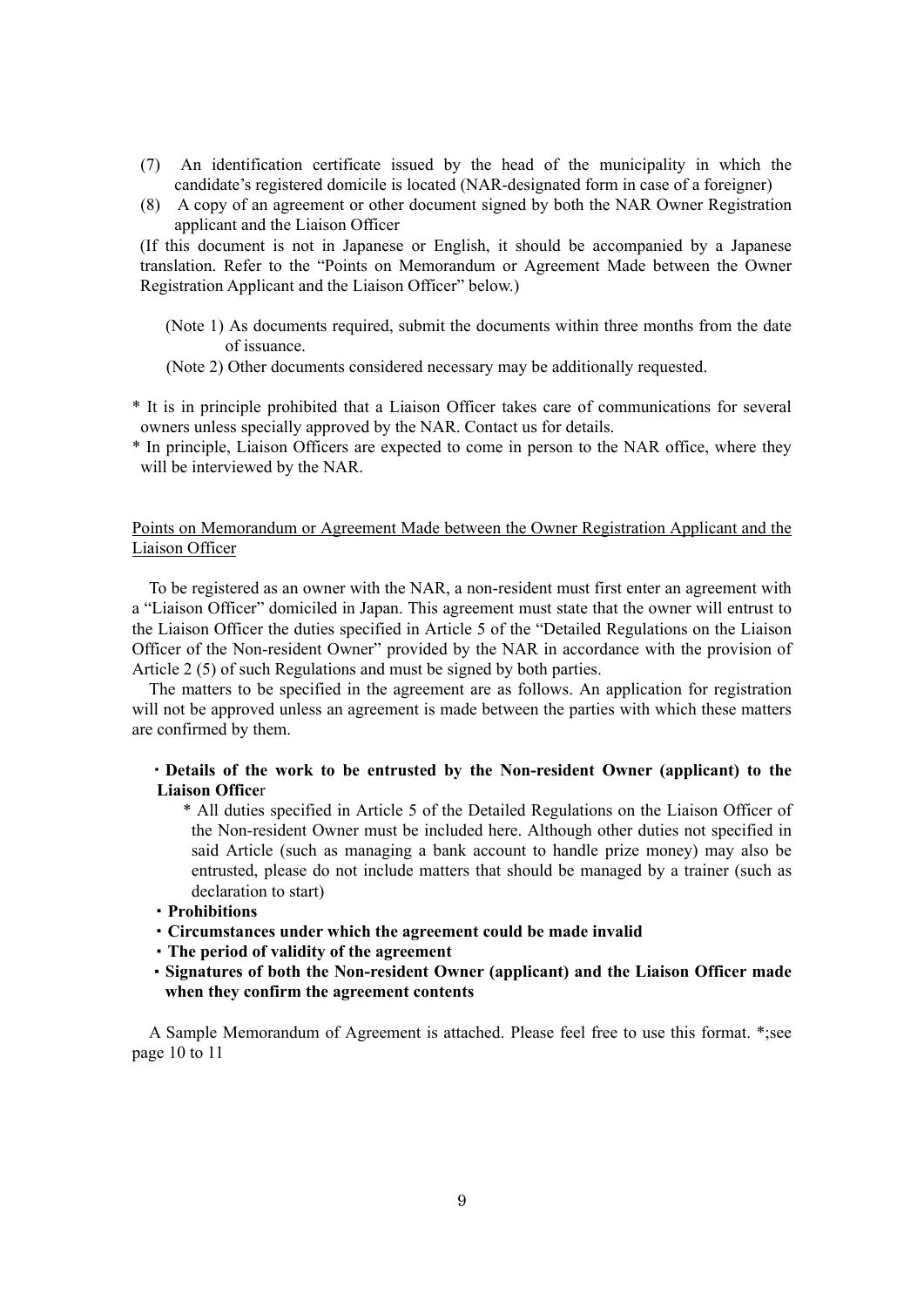(7) An identification certificate issued by the head of the municipality in which the candidate's registered domicile is located (NAR-designated form in case of a foreigner)

(8) A copy of an agreement or other document signed by both the NAR Owner Registration applicant and the Liaison Officer

(If this document is not in Japanese or English, it should be accompanied by a Japanese translation. Refer to the "Points on Memorandum or Agreement Made between the Owner Registration Applicant and the Liaison Officer" below.)

(Note 1) As documents required, submit the documents within three months from the date of issuance.

(Note 2) Other documents considered necessary may be additionally requested.

* It is in principle prohibited that a Liaison Officer takes care of communications for several owners unless specially approved by the NAR. Contact us for details.
* In principle, Liaison Officers are expected to come in person to the NAR office, where they will be interviewed by the NAR.

<u>Points on Memorandum or Agreement Made between the Owner Registration Applicant and the Liaison Officer</u>

To be registered as an owner with the NAR, a non-resident must first enter an agreement with a "Liaison Officer" domiciled in Japan. This agreement must state that the owner will entrust to the Liaison Officer the duties specified in Article 5 of the "Detailed Regulations on the Liaison Officer of the Non-resident Owner" provided by the NAR in accordance with the provision of Article 2 (5) of such Regulations and must be signed by both parties.

The matters to be specified in the agreement are as follows. An application for registration will not be approved unless an agreement is made between the parties with which these matters are confirmed by them.

- **Details of the work to be entrusted by the Non-resident Owner (applicant) to the Liaison Office**r
  - * All duties specified in Article 5 of the Detailed Regulations on the Liaison Officer of the Non-resident Owner must be included here. Although other duties not specified in said Article (such as managing a bank account to handle prize money) may also be entrusted, please do not include matters that should be managed by a trainer (such as declaration to start)
- **Prohibitions**
- **Circumstances under which the agreement could be made invalid**
- **The period of validity of the agreement**
- **Signatures of both the Non-resident Owner (applicant) and the Liaison Officer made when they confirm the agreement contents**

A Sample Memorandum of Agreement is attached. Please feel free to use this format. *;see page 10 to 11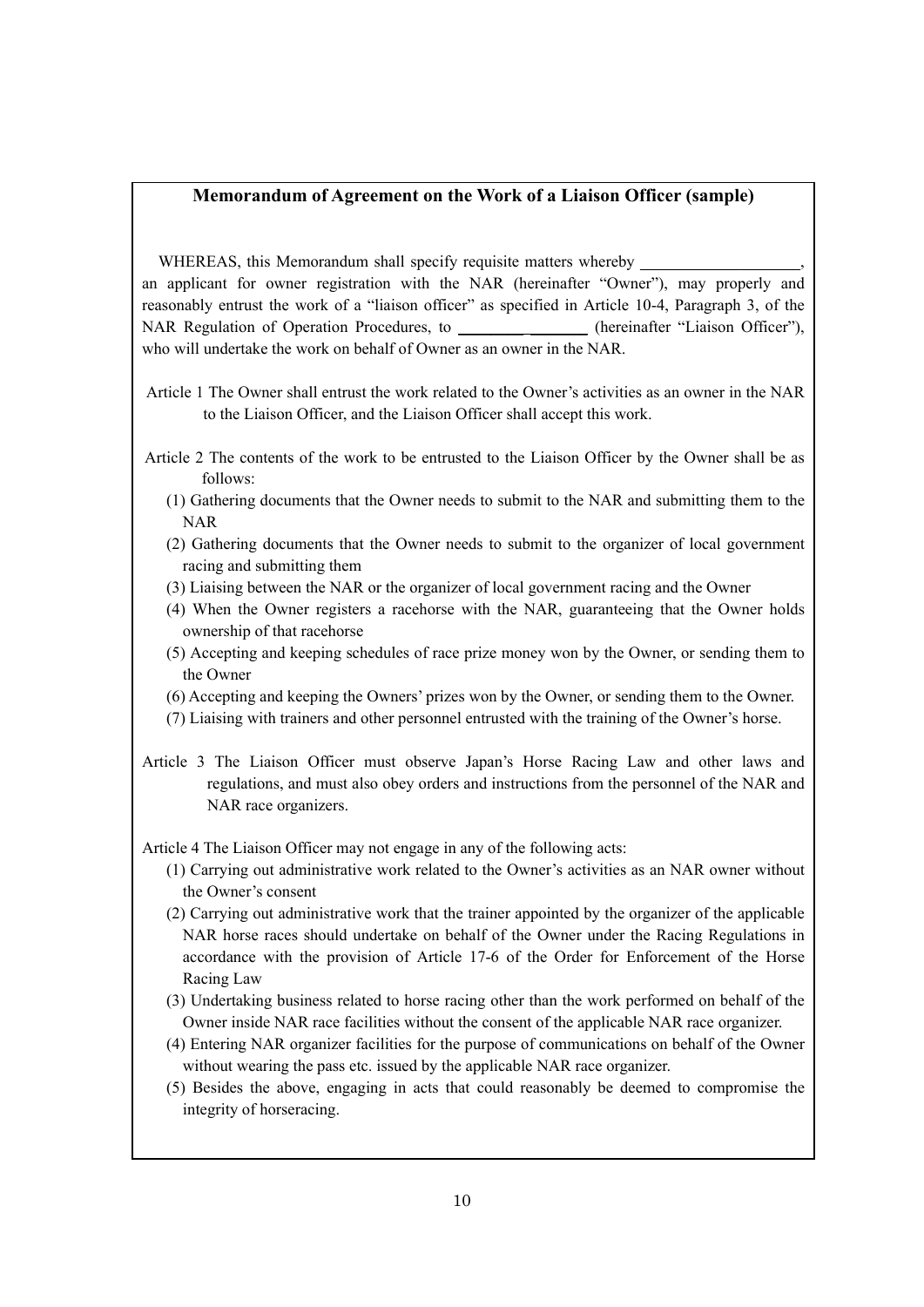## Memorandum of Agreement on the Work of a Liaison Officer (sample)

WHEREAS, this Memorandum shall specify requisite matters whereby ___________________, an applicant for owner registration with the NAR (hereinafter "Owner"), may properly and reasonably entrust the work of a "liaison officer" as specified in Article 10-4, Paragraph 3, of the NAR Regulation of Operation Procedures, to ________________ (hereinafter "Liaison Officer"), who will undertake the work on behalf of Owner as an owner in the NAR.

Article 1 The Owner shall entrust the work related to the Owner's activities as an owner in the NAR to the Liaison Officer, and the Liaison Officer shall accept this work.

Article 2 The contents of the work to be entrusted to the Liaison Officer by the Owner shall be as follows:

(1) Gathering documents that the Owner needs to submit to the NAR and submitting them to the NAR

(2) Gathering documents that the Owner needs to submit to the organizer of local government racing and submitting them

(3) Liaising between the NAR or the organizer of local government racing and the Owner

(4) When the Owner registers a racehorse with the NAR, guaranteeing that the Owner holds ownership of that racehorse

(5) Accepting and keeping schedules of race prize money won by the Owner, or sending them to the Owner

(6) Accepting and keeping the Owners' prizes won by the Owner, or sending them to the Owner.

(7) Liaising with trainers and other personnel entrusted with the training of the Owner's horse.

Article 3 The Liaison Officer must observe Japan's Horse Racing Law and other laws and regulations, and must also obey orders and instructions from the personnel of the NAR and NAR race organizers.

Article 4 The Liaison Officer may not engage in any of the following acts:

(1) Carrying out administrative work related to the Owner's activities as an NAR owner without the Owner's consent

(2) Carrying out administrative work that the trainer appointed by the organizer of the applicable NAR horse races should undertake on behalf of the Owner under the Racing Regulations in accordance with the provision of Article 17-6 of the Order for Enforcement of the Horse Racing Law

(3) Undertaking business related to horse racing other than the work performed on behalf of the Owner inside NAR race facilities without the consent of the applicable NAR race organizer.

(4) Entering NAR organizer facilities for the purpose of communications on behalf of the Owner without wearing the pass etc. issued by the applicable NAR race organizer.

(5) Besides the above, engaging in acts that could reasonably be deemed to compromise the integrity of horseracing.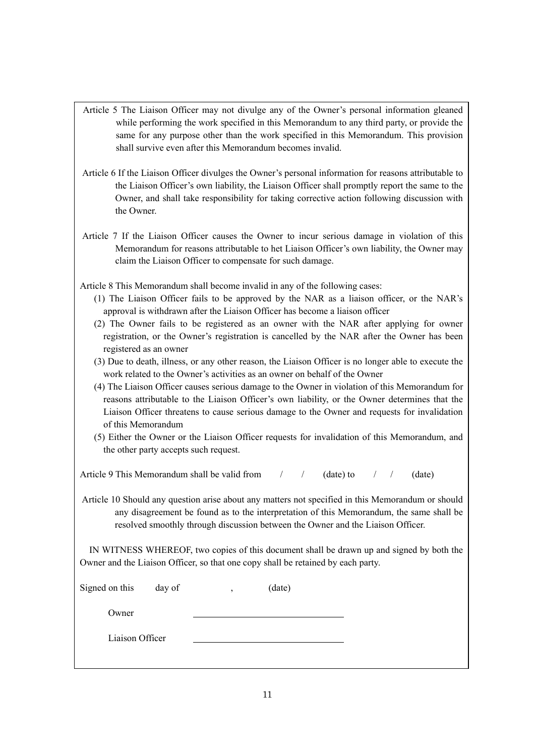Article 5 The Liaison Officer may not divulge any of the Owner's personal information gleaned while performing the work specified in this Memorandum to any third party, or provide the same for any purpose other than the work specified in this Memorandum. This provision shall survive even after this Memorandum becomes invalid.

Article 6 If the Liaison Officer divulges the Owner's personal information for reasons attributable to the Liaison Officer's own liability, the Liaison Officer shall promptly report the same to the Owner, and shall take responsibility for taking corrective action following discussion with the Owner.

Article 7 If the Liaison Officer causes the Owner to incur serious damage in violation of this Memorandum for reasons attributable to het Liaison Officer's own liability, the Owner may claim the Liaison Officer to compensate for such damage.

Article 8 This Memorandum shall become invalid in any of the following cases:

(1) The Liaison Officer fails to be approved by the NAR as a liaison officer, or the NAR's approval is withdrawn after the Liaison Officer has become a liaison officer

(2) The Owner fails to be registered as an owner with the NAR after applying for owner registration, or the Owner's registration is cancelled by the NAR after the Owner has been registered as an owner

(3) Due to death, illness, or any other reason, the Liaison Officer is no longer able to execute the work related to the Owner's activities as an owner on behalf of the Owner

(4) The Liaison Officer causes serious damage to the Owner in violation of this Memorandum for reasons attributable to the Liaison Officer's own liability, or the Owner determines that the Liaison Officer threatens to cause serious damage to the Owner and requests for invalidation of this Memorandum

(5) Either the Owner or the Liaison Officer requests for invalidation of this Memorandum, and the other party accepts such request.

Article 9 This Memorandum shall be valid from / / (date) to / / (date)

Article 10 Should any question arise about any matters not specified in this Memorandum or should any disagreement be found as to the interpretation of this Memorandum, the same shall be resolved smoothly through discussion between the Owner and the Liaison Officer.

IN WITNESS WHEREOF, two copies of this document shall be drawn up and signed by both the Owner and the Liaison Officer, so that one copy shall be retained by each party.

Signed on this day of , (date)

Owner \_\_\_\_\_\_\_\_\_\_\_\_\_\_\_\_\_\_\_\_\_\_\_\_\_\_\_\_

Liaison Officer \_\_\_\_\_\_\_\_\_\_\_\_\_\_\_\_\_\_\_\_\_\_\_\_\_\_\_\_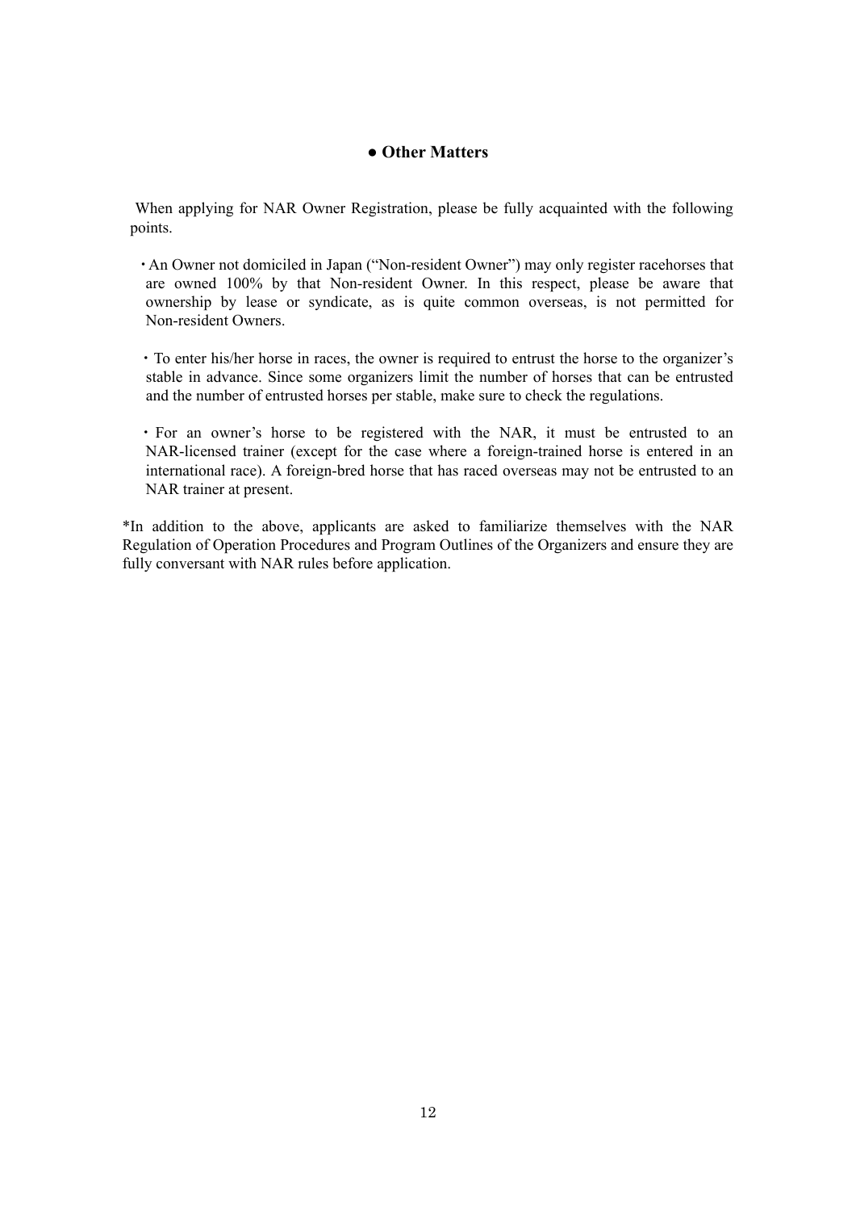## ● Other Matters

When applying for NAR Owner Registration, please be fully acquainted with the following points.

- An Owner not domiciled in Japan (“Non-resident Owner”) may only register racehorses that are owned 100% by that Non-resident Owner. In this respect, please be aware that ownership by lease or syndicate, as is quite common overseas, is not permitted for Non-resident Owners.

- To enter his/her horse in races, the owner is required to entrust the horse to the organizer’s stable in advance. Since some organizers limit the number of horses that can be entrusted and the number of entrusted horses per stable, make sure to check the regulations.

- For an owner’s horse to be registered with the NAR, it must be entrusted to an NAR-licensed trainer (except for the case where a foreign-trained horse is entered in an international race). A foreign-bred horse that has raced overseas may not be entrusted to an NAR trainer at present.

*In addition to the above, applicants are asked to familiarize themselves with the NAR Regulation of Operation Procedures and Program Outlines of the Organizers and ensure they are fully conversant with NAR rules before application.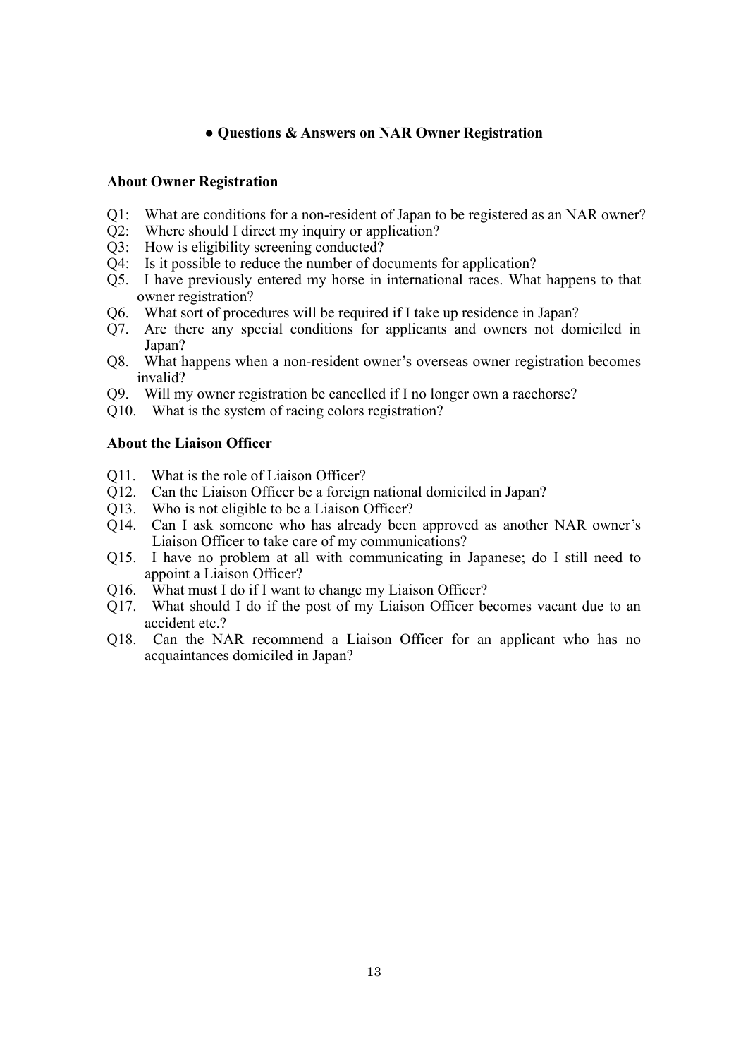## ● Questions & Answers on NAR Owner Registration

### About Owner Registration

Q1: What are conditions for a non-resident of Japan to be registered as an NAR owner?
Q2: Where should I direct my inquiry or application?
Q3: How is eligibility screening conducted?
Q4: Is it possible to reduce the number of documents for application?
Q5. I have previously entered my horse in international races. What happens to that owner registration?
Q6. What sort of procedures will be required if I take up residence in Japan?
Q7. Are there any special conditions for applicants and owners not domiciled in Japan?
Q8. What happens when a non-resident owner's overseas owner registration becomes invalid?
Q9. Will my owner registration be cancelled if I no longer own a racehorse?
Q10. What is the system of racing colors registration?

### About the Liaison Officer

Q11. What is the role of Liaison Officer?
Q12. Can the Liaison Officer be a foreign national domiciled in Japan?
Q13. Who is not eligible to be a Liaison Officer?
Q14. Can I ask someone who has already been approved as another NAR owner's Liaison Officer to take care of my communications?
Q15. I have no problem at all with communicating in Japanese; do I still need to appoint a Liaison Officer?
Q16. What must I do if I want to change my Liaison Officer?
Q17. What should I do if the post of my Liaison Officer becomes vacant due to an accident etc.?
Q18. Can the NAR recommend a Liaison Officer for an applicant who has no acquaintances domiciled in Japan?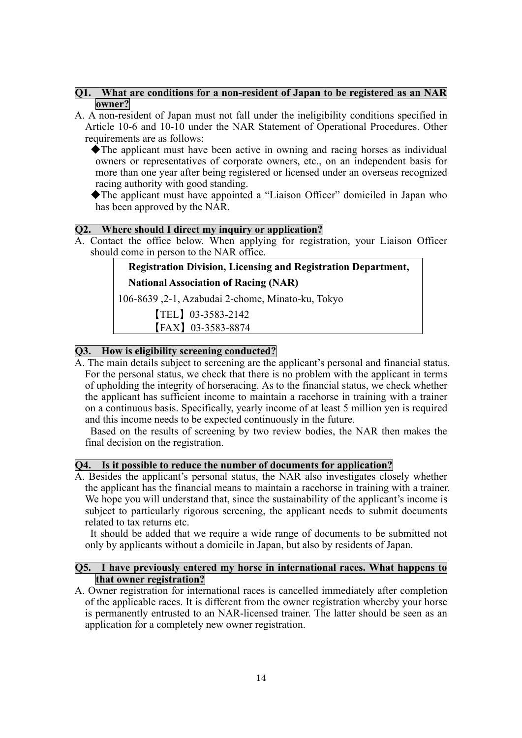**Q1. What are conditions for a non-resident of Japan to be registered as an NAR owner?**

A. A non-resident of Japan must not fall under the ineligibility conditions specified in Article 10-6 and 10-10 under the NAR Statement of Operational Procedures. Other requirements are as follows:

◆The applicant must have been active in owning and racing horses as individual owners or representatives of corporate owners, etc., on an independent basis for more than one year after being registered or licensed under an overseas recognized racing authority with good standing.

◆The applicant must have appointed a "Liaison Officer" domiciled in Japan who has been approved by the NAR.

**Q2. Where should I direct my inquiry or application?**

A. Contact the office below. When applying for registration, your Liaison Officer should come in person to the NAR office.

> **Registration Division, Licensing and Registration Department,**
> **National Association of Racing (NAR)**
> 106-8639 ,2-1, Azabudai 2-chome, Minato-ku, Tokyo
> 【TEL】03-3583-2142
> 【FAX】03-3583-8874

**Q3. How is eligibility screening conducted?**

A. The main details subject to screening are the applicant's personal and financial status. For the personal status, we check that there is no problem with the applicant in terms of upholding the integrity of horseracing. As to the financial status, we check whether the applicant has sufficient income to maintain a racehorse in training with a trainer on a continuous basis. Specifically, yearly income of at least 5 million yen is required and this income needs to be expected continuously in the future.

Based on the results of screening by two review bodies, the NAR then makes the final decision on the registration.

**Q4. Is it possible to reduce the number of documents for application?**

A. Besides the applicant's personal status, the NAR also investigates closely whether the applicant has the financial means to maintain a racehorse in training with a trainer. We hope you will understand that, since the sustainability of the applicant's income is subject to particularly rigorous screening, the applicant needs to submit documents related to tax returns etc.

It should be added that we require a wide range of documents to be submitted not only by applicants without a domicile in Japan, but also by residents of Japan.

**Q5. I have previously entered my horse in international races. What happens to that owner registration?**

A. Owner registration for international races is cancelled immediately after completion of the applicable races. It is different from the owner registration whereby your horse is permanently entrusted to an NAR-licensed trainer. The latter should be seen as an application for a completely new owner registration.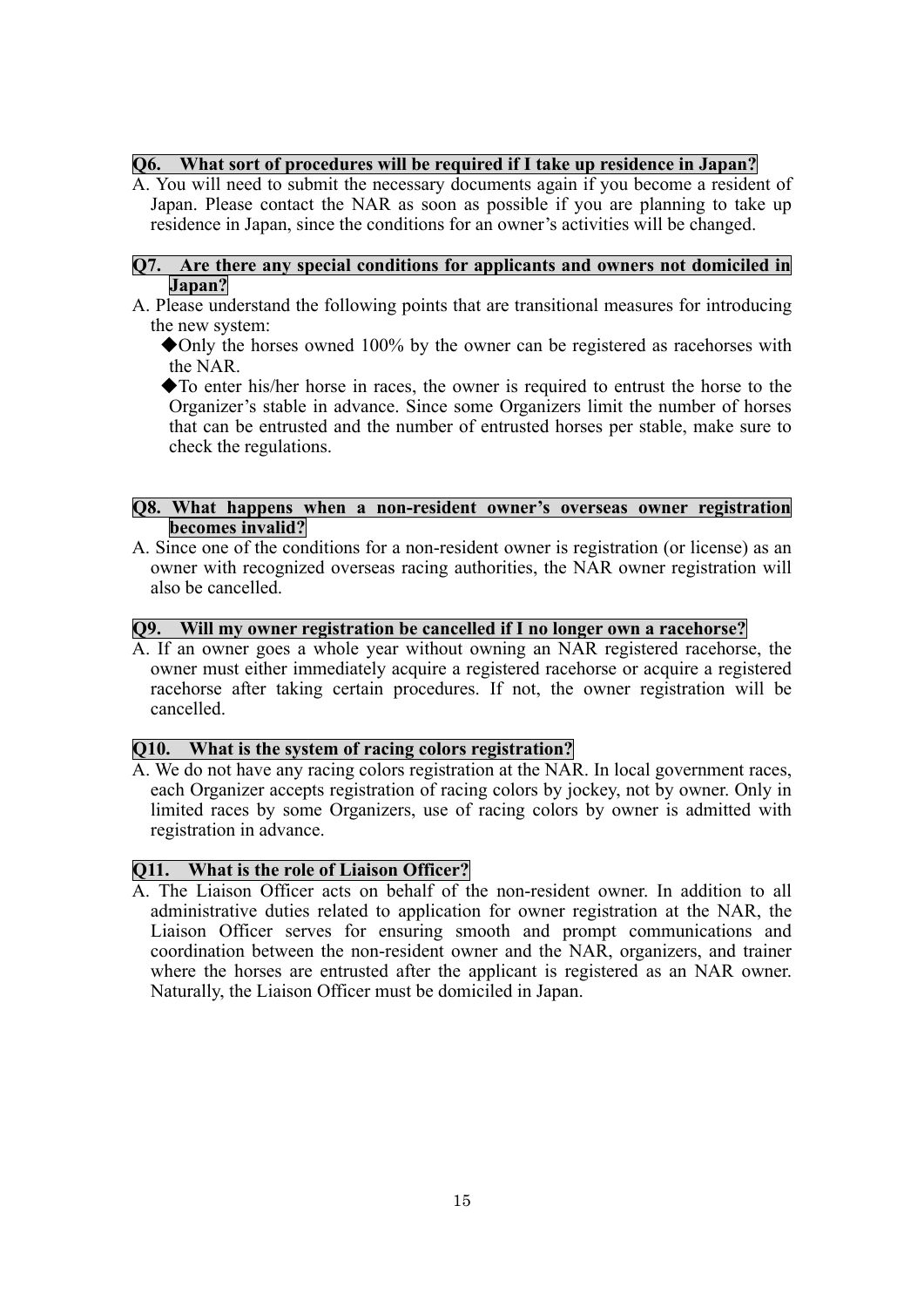**Q6. What sort of procedures will be required if I take up residence in Japan?**

A. You will need to submit the necessary documents again if you become a resident of Japan. Please contact the NAR as soon as possible if you are planning to take up residence in Japan, since the conditions for an owner's activities will be changed.

**Q7. Are there any special conditions for applicants and owners not domiciled in Japan?**

A. Please understand the following points that are transitional measures for introducing the new system:

- ◆Only the horses owned 100% by the owner can be registered as racehorses with the NAR.
- ◆To enter his/her horse in races, the owner is required to entrust the horse to the Organizer's stable in advance. Since some Organizers limit the number of horses that can be entrusted and the number of entrusted horses per stable, make sure to check the regulations.

**Q8. What happens when a non-resident owner's overseas owner registration becomes invalid?**

A. Since one of the conditions for a non-resident owner is registration (or license) as an owner with recognized overseas racing authorities, the NAR owner registration will also be cancelled.

**Q9. Will my owner registration be cancelled if I no longer own a racehorse?**

A. If an owner goes a whole year without owning an NAR registered racehorse, the owner must either immediately acquire a registered racehorse or acquire a registered racehorse after taking certain procedures. If not, the owner registration will be cancelled.

**Q10. What is the system of racing colors registration?**

A. We do not have any racing colors registration at the NAR. In local government races, each Organizer accepts registration of racing colors by jockey, not by owner. Only in limited races by some Organizers, use of racing colors by owner is admitted with registration in advance.

**Q11. What is the role of Liaison Officer?**

A. The Liaison Officer acts on behalf of the non-resident owner. In addition to all administrative duties related to application for owner registration at the NAR, the Liaison Officer serves for ensuring smooth and prompt communications and coordination between the non-resident owner and the NAR, organizers, and trainer where the horses are entrusted after the applicant is registered as an NAR owner. Naturally, the Liaison Officer must be domiciled in Japan.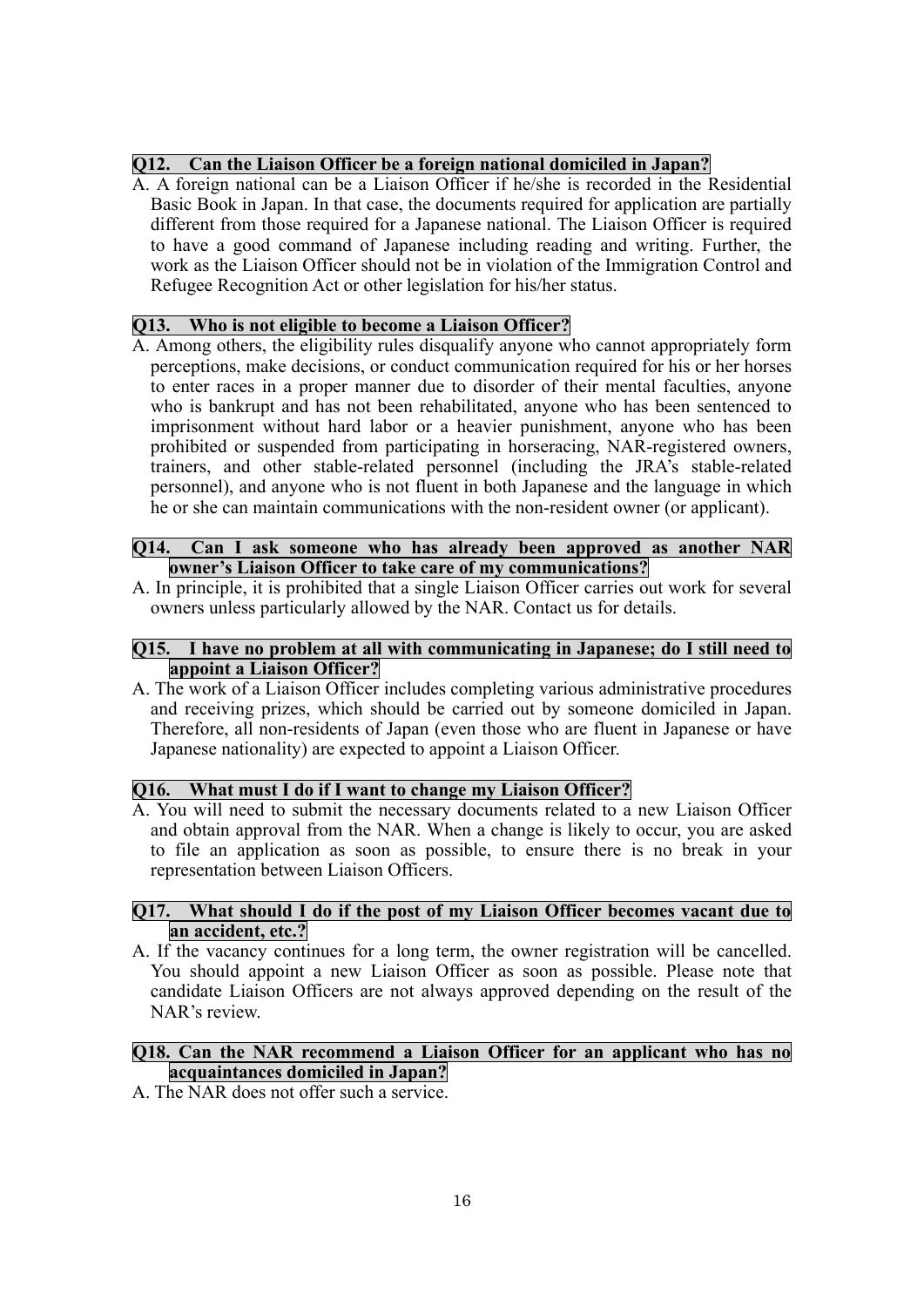**Q12. Can the Liaison Officer be a foreign national domiciled in Japan?**

A. A foreign national can be a Liaison Officer if he/she is recorded in the Residential Basic Book in Japan. In that case, the documents required for application are partially different from those required for a Japanese national. The Liaison Officer is required to have a good command of Japanese including reading and writing. Further, the work as the Liaison Officer should not be in violation of the Immigration Control and Refugee Recognition Act or other legislation for his/her status.

**Q13. Who is not eligible to become a Liaison Officer?**

A. Among others, the eligibility rules disqualify anyone who cannot appropriately form perceptions, make decisions, or conduct communication required for his or her horses to enter races in a proper manner due to disorder of their mental faculties, anyone who is bankrupt and has not been rehabilitated, anyone who has been sentenced to imprisonment without hard labor or a heavier punishment, anyone who has been prohibited or suspended from participating in horseracing, NAR-registered owners, trainers, and other stable-related personnel (including the JRA's stable-related personnel), and anyone who is not fluent in both Japanese and the language in which he or she can maintain communications with the non-resident owner (or applicant).

**Q14. Can I ask someone who has already been approved as another NAR owner's Liaison Officer to take care of my communications?**

A. In principle, it is prohibited that a single Liaison Officer carries out work for several owners unless particularly allowed by the NAR. Contact us for details.

**Q15. I have no problem at all with communicating in Japanese; do I still need to appoint a Liaison Officer?**

A. The work of a Liaison Officer includes completing various administrative procedures and receiving prizes, which should be carried out by someone domiciled in Japan. Therefore, all non-residents of Japan (even those who are fluent in Japanese or have Japanese nationality) are expected to appoint a Liaison Officer.

**Q16. What must I do if I want to change my Liaison Officer?**

A. You will need to submit the necessary documents related to a new Liaison Officer and obtain approval from the NAR. When a change is likely to occur, you are asked to file an application as soon as possible, to ensure there is no break in your representation between Liaison Officers.

**Q17. What should I do if the post of my Liaison Officer becomes vacant due to an accident, etc.?**

A. If the vacancy continues for a long term, the owner registration will be cancelled. You should appoint a new Liaison Officer as soon as possible. Please note that candidate Liaison Officers are not always approved depending on the result of the NAR's review.

**Q18. Can the NAR recommend a Liaison Officer for an applicant who has no acquaintances domiciled in Japan?**

A. The NAR does not offer such a service.